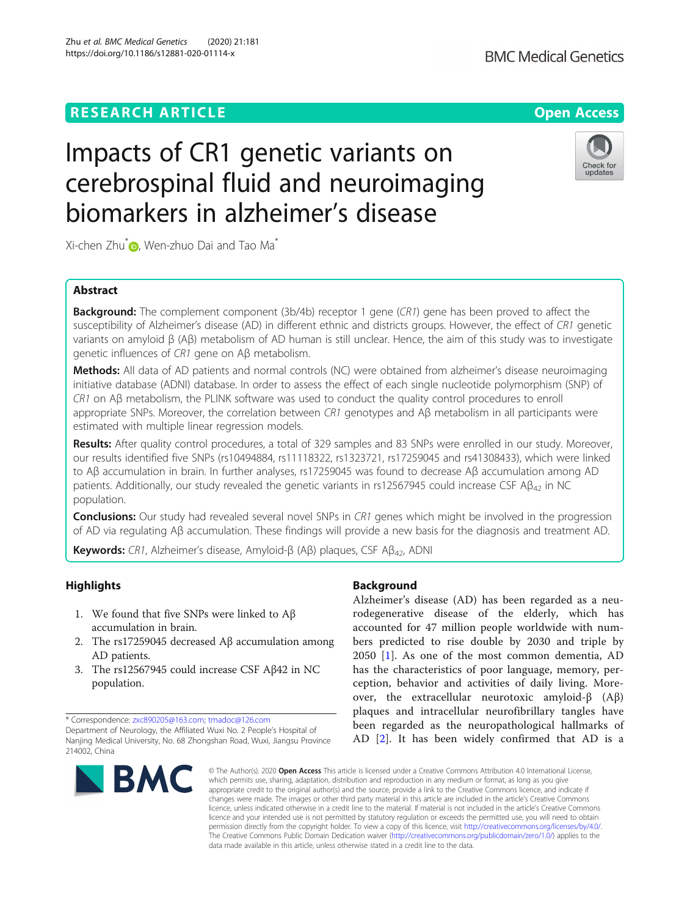RESEARCH ARTICLE

Open Access

# Impacts of CR1 genetic variants on cerebrospinal fluid and neuroimaging biomarkers in alzheimer's disease

Xi-chen Zhu*, Wen-zhuo Dai and Tao Ma*

## Abstract

**Background:** The complement component (3b/4b) receptor 1 gene (*CR1*) gene has been proved to affect the susceptibility of Alzheimer's disease (AD) in different ethnic and districts groups. However, the effect of *CR1* genetic variants on amyloid β (Aβ) metabolism of AD human is still unclear. Hence, the aim of this study was to investigate genetic influences of *CR1* gene on Aβ metabolism.

**Methods:** All data of AD patients and normal controls (NC) were obtained from alzheimer's disease neuroimaging initiative database (ADNI) database. In order to assess the effect of each single nucleotide polymorphism (SNP) of *CR1* on Aβ metabolism, the PLINK software was used to conduct the quality control procedures to enroll appropriate SNPs. Moreover, the correlation between *CR1* genotypes and Aβ metabolism in all participants were estimated with multiple linear regression models.

**Results:** After quality control procedures, a total of 329 samples and 83 SNPs were enrolled in our study. Moreover, our results identified five SNPs (rs10494884, rs11118322, rs1323721, rs17259045 and rs41308433), which were linked to Aβ accumulation in brain. In further analyses, rs17259045 was found to decrease Aβ accumulation among AD patients. Additionally, our study revealed the genetic variants in rs12567945 could increase CSF $A\beta_{42}$ in NC population.

**Conclusions:** Our study had revealed several novel SNPs in *CR1* genes which might be involved in the progression of AD via regulating Aβ accumulation. These findings will provide a new basis for the diagnosis and treatment AD.

**Keywords:** *CR1*, Alzheimer's disease, Amyloid-β (Aβ) plaques, CSF $A\beta_{42}$, ADNI

## Highlights

1. We found that five SNPs were linked to Aβ accumulation in brain.
2. The rs17259045 decreased Aβ accumulation among AD patients.
3. The rs12567945 could increase CSF Aβ42 in NC population.

## Background

Alzheimer's disease (AD) has been regarded as a neurodegenerative disease of the elderly, which has accounted for 47 million people worldwide with numbers predicted to rise double by 2030 and triple by 2050 [1]. As one of the most common dementia, AD has the characteristics of poor language, memory, perception, behavior and activities of daily living. Moreover, the extracellular neurotoxic amyloid-β (Aβ) plaques and intracellular neurofibrillary tangles have been regarded as the neuropathological hallmarks of AD [2]. It has been widely confirmed that AD is a

\* Correspondence: zxc890205@163.com; tmadoc@126.com

Department of Neurology, the Affiliated Wuxi No. 2 People's Hospital of Nanjing Medical University, No. 68 Zhongshan Road, Wuxi, Jiangsu Province 214002, China

© The Author(s). 2020 **Open Access** This article is licensed under a Creative Commons Attribution 4.0 International License, which permits use, sharing, adaptation, distribution and reproduction in any medium or format, as long as you give appropriate credit to the original author(s) and the source, provide a link to the Creative Commons licence, and indicate if changes were made. The images or other third party material in this article are included in the article's Creative Commons licence, unless indicated otherwise in a credit line to the material. If material is not included in the article's Creative Commons licence and your intended use is not permitted by statutory regulation or exceeds the permitted use, you will need to obtain permission directly from the copyright holder. To view a copy of this licence, visit http://creativecommons.org/licenses/by/4.0/. The Creative Commons Public Domain Dedication waiver (http://creativecommons.org/publicdomain/zero/1.0/) applies to the data made available in this article, unless otherwise stated in a credit line to the data.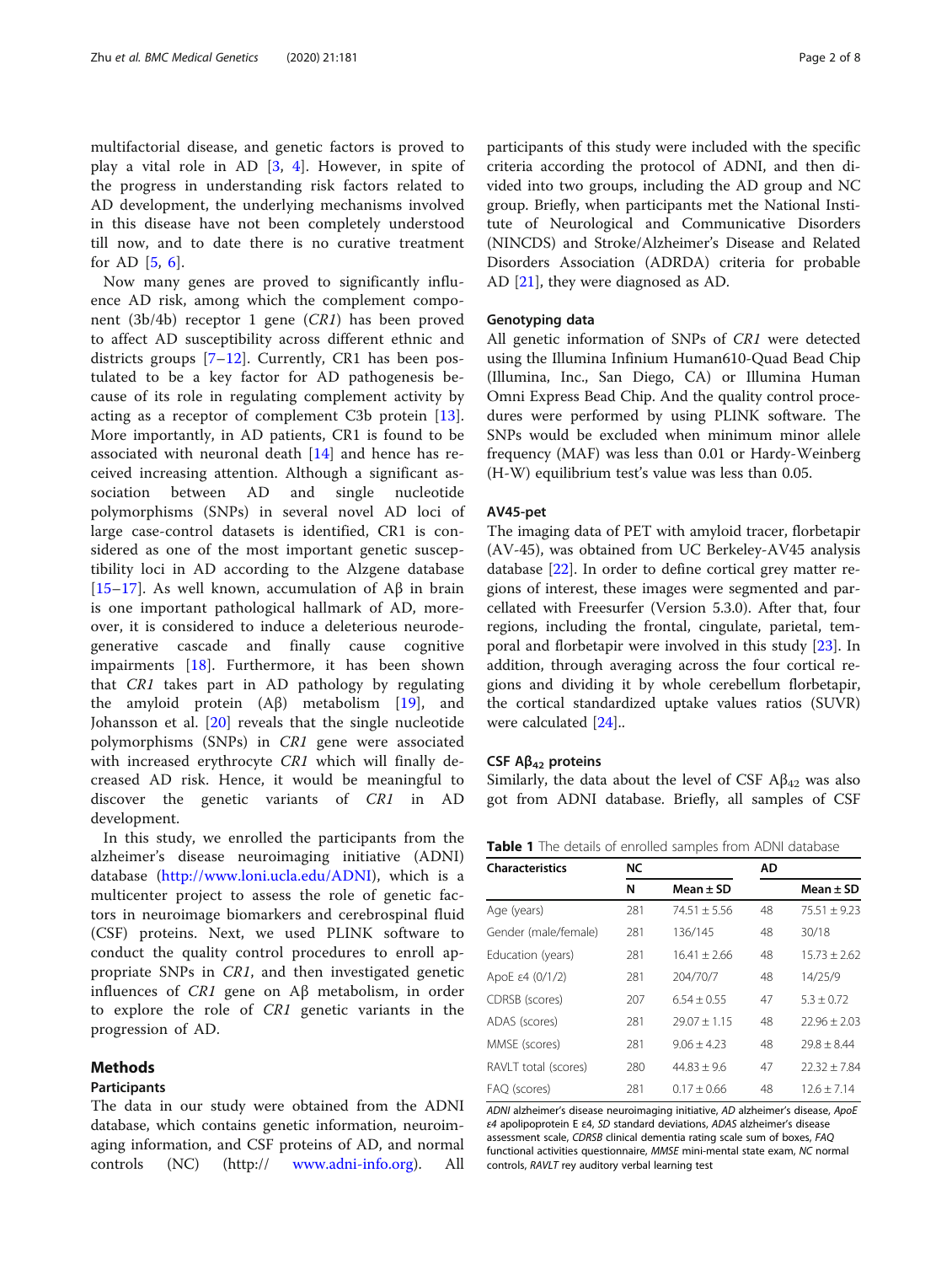multifactorial disease, and genetic factors is proved to play a vital role in AD [3, 4]. However, in spite of the progress in understanding risk factors related to AD development, the underlying mechanisms involved in this disease have not been completely understood till now, and to date there is no curative treatment for AD [5, 6].

Now many genes are proved to significantly influence AD risk, among which the complement component (3b/4b) receptor 1 gene (*CR1*) has been proved to affect AD susceptibility across different ethnic and districts groups [7–12]. Currently, CR1 has been postulated to be a key factor for AD pathogenesis because of its role in regulating complement activity by acting as a receptor of complement C3b protein [13]. More importantly, in AD patients, CR1 is found to be associated with neuronal death [14] and hence has received increasing attention. Although a significant association between AD and single nucleotide polymorphisms (SNPs) in several novel AD loci of large case-control datasets is identified, CR1 is considered as one of the most important genetic susceptibility loci in AD according to the Alzgene database [15–17]. As well known, accumulation of Aβ in brain is one important pathological hallmark of AD, moreover, it is considered to induce a deleterious neurodegenerative cascade and finally cause cognitive impairments [18]. Furthermore, it has been shown that *CR1* takes part in AD pathology by regulating the amyloid protein (Aβ) metabolism [19], and Johansson et al. [20] reveals that the single nucleotide polymorphisms (SNPs) in *CR1* gene were associated with increased erythrocyte *CR1* which will finally decreased AD risk. Hence, it would be meaningful to discover the genetic variants of *CR1* in AD development.

In this study, we enrolled the participants from the alzheimer's disease neuroimaging initiative (ADNI) database (http://www.loni.ucla.edu/ADNI), which is a multicenter project to assess the role of genetic factors in neuroimage biomarkers and cerebrospinal fluid (CSF) proteins. Next, we used PLINK software to conduct the quality control procedures to enroll appropriate SNPs in *CR1*, and then investigated genetic influences of *CR1* gene on Aβ metabolism, in order to explore the role of *CR1* genetic variants in the progression of AD.

## Methods

### Participants

The data in our study were obtained from the ADNI database, which contains genetic information, neuroimaging information, and CSF proteins of AD, and normal controls (NC) (http:// www.adni-info.org). All participants of this study were included with the specific criteria according the protocol of ADNI, and then divided into two groups, including the AD group and NC group. Briefly, when participants met the National Institute of Neurological and Communicative Disorders (NINCDS) and Stroke/Alzheimer's Disease and Related Disorders Association (ADRDA) criteria for probable AD [21], they were diagnosed as AD.

### Genotyping data

All genetic information of SNPs of *CR1* were detected using the Illumina Infinium Human610-Quad Bead Chip (Illumina, Inc., San Diego, CA) or Illumina Human Omni Express Bead Chip. And the quality control procedures were performed by using PLINK software. The SNPs would be excluded when minimum minor allele frequency (MAF) was less than 0.01 or Hardy-Weinberg (H-W) equilibrium test's value was less than 0.05.

### AV45-pet

The imaging data of PET with amyloid tracer, florbetapir (AV-45), was obtained from UC Berkeley-AV45 analysis database [22]. In order to define cortical grey matter regions of interest, these images were segmented and parcellated with Freesurfer (Version 5.3.0). After that, four regions, including the frontal, cingulate, parietal, temporal and florbetapir were involved in this study [23]. In addition, through averaging across the four cortical regions and dividing it by whole cerebellum florbetapir, the cortical standardized uptake values ratios (SUVR) were calculated [24]..

### CSF $A\beta_{42}$ proteins

Similarly, the data about the level of CSF $A\beta_{42}$ was also got from ADNI database. Briefly, all samples of CSF

**Table 1** The details of enrolled samples from ADNI database

| Characteristics | NC | | AD | |
|---|---|---|---|---|
| | N | Mean ± SD | | Mean ± SD |
| Age (years) | 281 | 74.51 ± 5.56 | 48 | 75.51 ± 9.23 |
| Gender (male/female) | 281 | 136/145 | 48 | 30/18 |
| Education (years) | 281 | 16.41 ± 2.66 | 48 | 15.73 ± 2.62 |
| ApoE ε4 (0/1/2) | 281 | 204/70/7 | 48 | 14/25/9 |
| CDRSB (scores) | 207 | 6.54 ± 0.55 | 47 | 5.3 ± 0.72 |
| ADAS (scores) | 281 | 29.07 ± 1.15 | 48 | 22.96 ± 2.03 |
| MMSE (scores) | 281 | 9.06 ± 4.23 | 48 | 29.8 ± 8.44 |
| RAVLT total (scores) | 280 | 44.83 ± 9.6 | 47 | 22.32 ± 7.84 |
| FAQ (scores) | 281 | 0.17 ± 0.66 | 48 | 12.6 ± 7.14 |

*ADNI* alzheimer's disease neuroimaging initiative, *AD* alzheimer's disease, *ApoE ε4* apolipoprotein E ε4, *SD* standard deviations, *ADAS* alzheimer's disease assessment scale, *CDRSB* clinical dementia rating scale sum of boxes, *FAQ* functional activities questionnaire, *MMSE* mini-mental state exam, *NC* normal controls, *RAVLT* rey auditory verbal learning test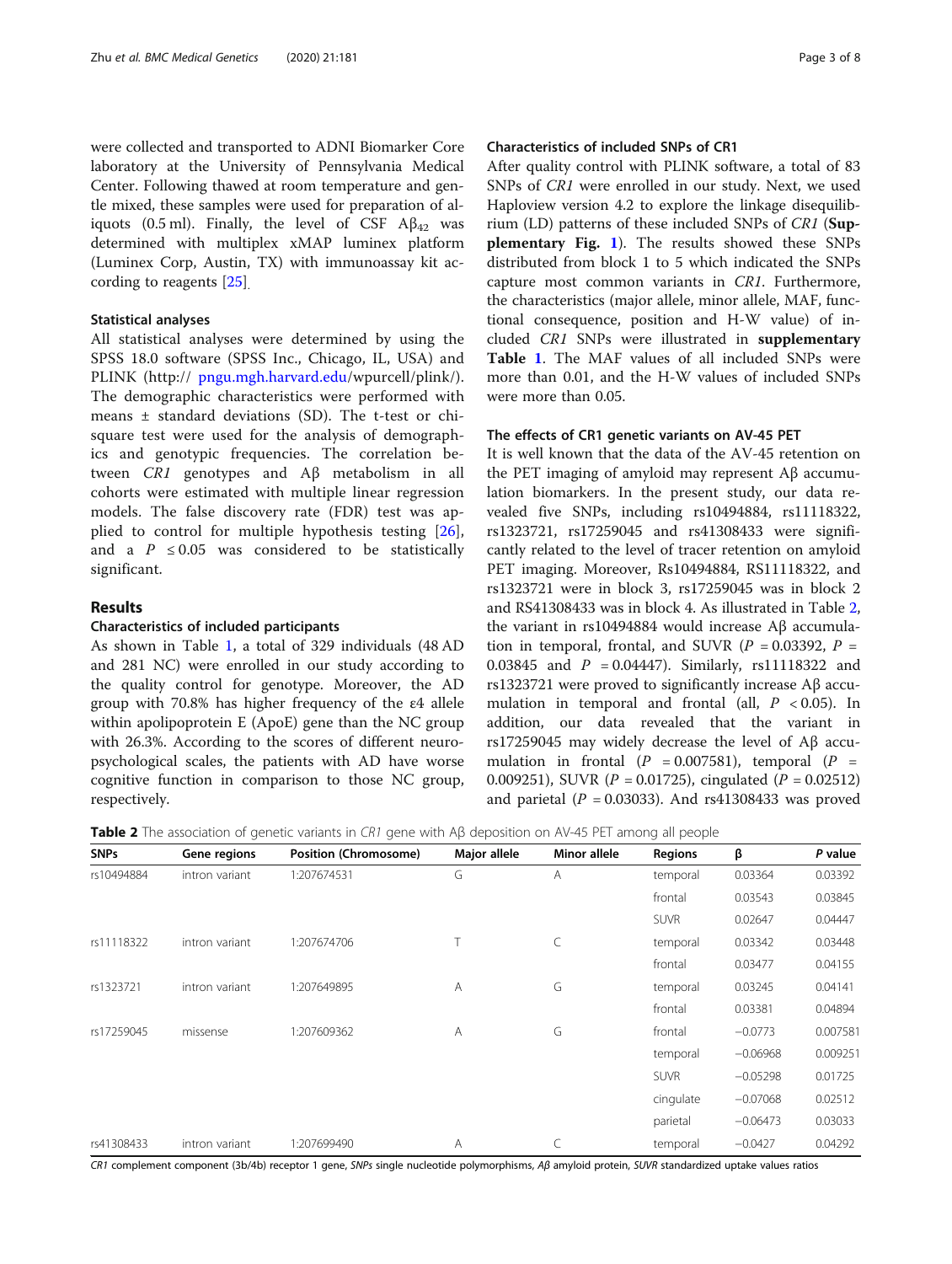were collected and transported to ADNI Biomarker Core laboratory at the University of Pennsylvania Medical Center. Following thawed at room temperature and gentle mixed, these samples were used for preparation of aliquots (0.5 ml). Finally, the level of CSF A$\beta_{42}$ was determined with multiplex xMAP luminex platform (Luminex Corp, Austin, TX) with immunoassay kit according to reagents [25].

### Statistical analyses

All statistical analyses were determined by using the SPSS 18.0 software (SPSS Inc., Chicago, IL, USA) and PLINK (http:// pngu.mgh.harvard.edu/wpurcell/plink/). The demographic characteristics were performed with means ± standard deviations (SD). The t-test or chi-square test were used for the analysis of demographics and genotypic frequencies. The correlation between *CR1* genotypes and Aβ metabolism in all cohorts were estimated with multiple linear regression models. The false discovery rate (FDR) test was applied to control for multiple hypothesis testing [26], and a $P \leq 0.05$ was considered to be statistically significant.

## Results

### Characteristics of included participants

As shown in Table 1, a total of 329 individuals (48 AD and 281 NC) were enrolled in our study according to the quality control for genotype. Moreover, the AD group with 70.8% has higher frequency of the ε4 allele within apolipoprotein E (ApoE) gene than the NC group with 26.3%. According to the scores of different neuropsychological scales, the patients with AD have worse cognitive function in comparison to those NC group, respectively.

### Characteristics of included SNPs of CR1

After quality control with PLINK software, a total of 83 SNPs of *CR1* were enrolled in our study. Next, we used Haploview version 4.2 to explore the linkage disequilibrium (LD) patterns of these included SNPs of *CR1* (**Supplementary Fig. 1**). The results showed these SNPs distributed from block 1 to 5 which indicated the SNPs capture most common variants in *CR1*. Furthermore, the characteristics (major allele, minor allele, MAF, functional consequence, position and H-W value) of included *CR1* SNPs were illustrated in **supplementary Table 1**. The MAF values of all included SNPs were more than 0.01, and the H-W values of included SNPs were more than 0.05.

### The effects of CR1 genetic variants on AV-45 PET

It is well known that the data of the AV-45 retention on the PET imaging of amyloid may represent Aβ accumulation biomarkers. In the present study, our data revealed five SNPs, including rs10494884, rs11118322, rs1323721, rs17259045 and rs41308433 were significantly related to the level of tracer retention on amyloid PET imaging. Moreover, Rs10494884, RS11118322, and rs1323721 were in block 3, rs17259045 was in block 2 and RS41308433 was in block 4. As illustrated in Table 2, the variant in rs10494884 would increase Aβ accumulation in temporal, frontal, and SUVR ($P$ = 0.03392, $P$ = 0.03845 and $P$ = 0.04447). Similarly, rs11118322 and rs1323721 were proved to significantly increase Aβ accumulation in temporal and frontal (all, $P < 0.05$). In addition, our data revealed that the variant in rs17259045 may widely decrease the level of Aβ accumulation in frontal ($P$ = 0.007581), temporal ($P$ = 0.009251), SUVR ($P$ = 0.01725), cingulated ($P$ = 0.02512) and parietal ($P$ = 0.03033). And rs41308433 was proved

**Table 2** The association of genetic variants in *CR1* gene with Aβ deposition on AV-45 PET among all people

| SNPs | Gene regions | Position (Chromosome) | Major allele | Minor allele | Regions | β | *P* value |
|---|---|---|---|---|---|---|---|
| rs10494884 | intron variant | 1:207674531 | G | A | temporal | 0.03364 | 0.03392 |
| | | | | | frontal | 0.03543 | 0.03845 |
| | | | | | SUVR | 0.02647 | 0.04447 |
| rs11118322 | intron variant | 1:207674706 | T | C | temporal | 0.03342 | 0.03448 |
| | | | | | frontal | 0.03477 | 0.04155 |
| rs1323721 | intron variant | 1:207649895 | A | G | temporal | 0.03245 | 0.04141 |
| | | | | | frontal | 0.03381 | 0.04894 |
| rs17259045 | missense | 1:207609362 | A | G | frontal | −0.0773 | 0.007581 |
| | | | | | temporal | −0.06968 | 0.009251 |
| | | | | | SUVR | −0.05298 | 0.01725 |
| | | | | | cingulate | −0.07068 | 0.02512 |
| | | | | | parietal | −0.06473 | 0.03033 |
| rs41308433 | intron variant | 1:207699490 | A | C | temporal | −0.0427 | 0.04292 |

*CR1* complement component (3b/4b) receptor 1 gene, *SNPs* single nucleotide polymorphisms, *Aβ* amyloid protein, *SUVR* standardized uptake values ratios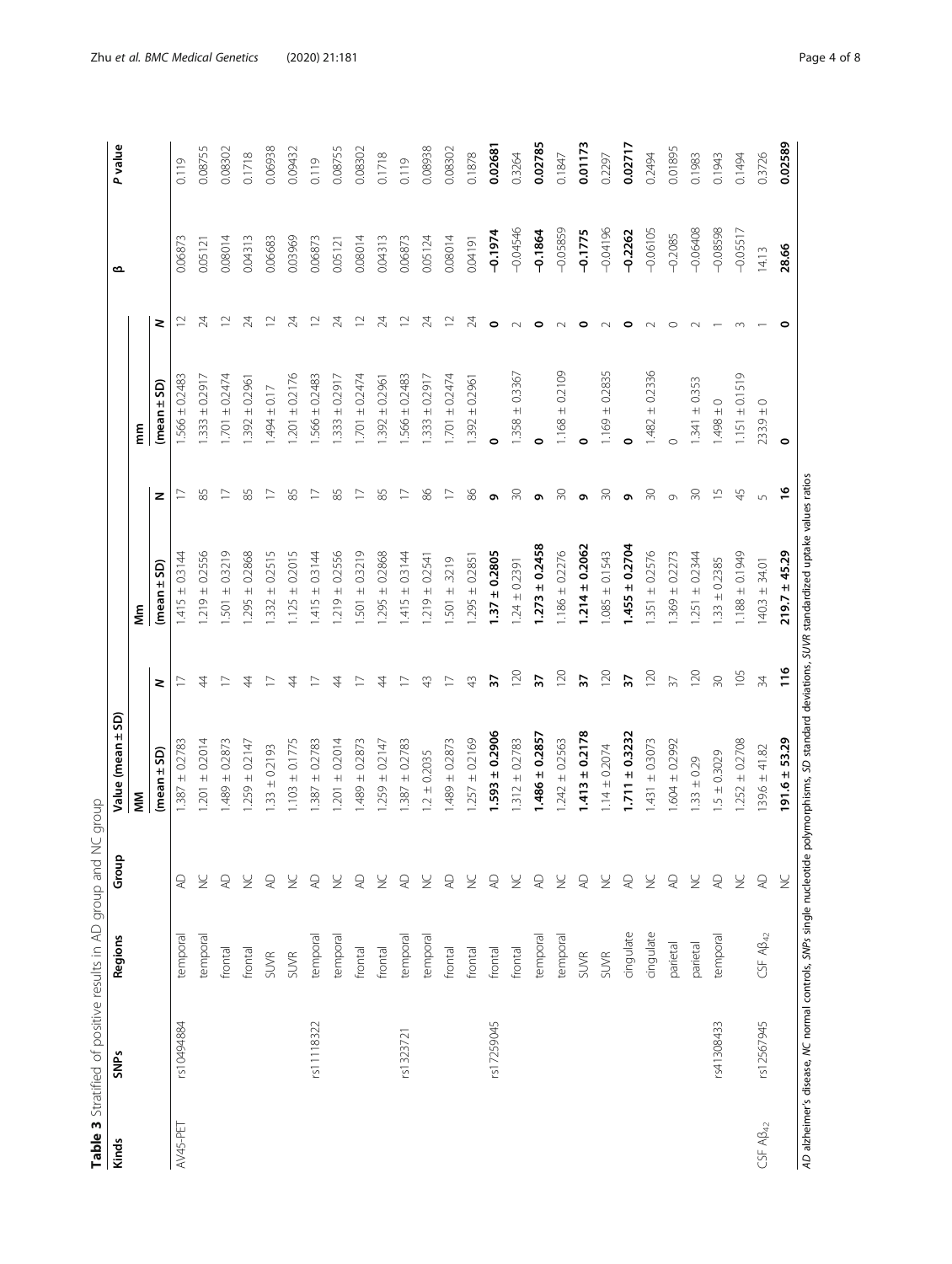**Table 3** Stratified of positive results in AD group and NC group

| Kinds | SNPs | Regions | Group | Value (mean ± SD) | | | | | | β | P value |
|---|---|---|---|---|---|---|---|---|---|---|---|
| | | | | MM | | Mm | | mm | | | |
| | | | | (mean ± SD) | N | (mean ± SD) | N | (mean ± SD) | N | | |
| AV45-PET | rs10494884 | temporal | AD | 1.387 ± 0.2783 | 17 | 1.415 ± 0.3144 | 17 | 1.566 ± 0.2483 | 12 | 0.06873 | 0.119 |
| | | temporal | NC | 1.201 ± 0.2014 | 44 | 1.219 ± 0.2556 | 85 | 1.333 ± 0.2917 | 24 | 0.05121 | 0.08755 |
| | | frontal | AD | 1.489 ± 0.2873 | 17 | 1.501 ± 0.3219 | 17 | 1.701 ± 0.2474 | 12 | 0.08014 | 0.08302 |
| | | frontal | NC | 1.259 ± 0.2147 | 44 | 1.295 ± 0.2868 | 85 | 1.392 ± 0.2961 | 24 | 0.04313 | 0.1718 |
| | | SUVR | AD | 1.33 ± 0.2193 | 17 | 1.332 ± 0.2515 | 17 | 1.494 ± 0.17 | 12 | 0.06683 | 0.06938 |
| | | SUVR | NC | 1.103 ± 0.1775 | 44 | 1.125 ± 0.2015 | 85 | 1.201 ± 0.2176 | 24 | 0.03969 | 0.09432 |
| | rs11118322 | temporal | AD | 1.387 ± 0.2783 | 17 | 1.415 ± 0.3144 | 17 | 1.566 ± 0.2483 | 12 | 0.06873 | 0.119 |
| | | temporal | NC | 1.201 ± 0.2014 | 44 | 1.219 ± 0.2556 | 85 | 1.333 ± 0.2917 | 24 | 0.05121 | 0.08755 |
| | | frontal | AD | 1.489 ± 0.2873 | 17 | 1.501 ± 0.3219 | 17 | 1.701 ± 0.2474 | 12 | 0.08014 | 0.08302 |
| | | frontal | NC | 1.259 ± 0.2147 | 44 | 1.295 ± 0.2868 | 85 | 1.392 ± 0.2961 | 24 | 0.04313 | 0.1718 |
| | rs1323721 | temporal | AD | 1.387 ± 0.2783 | 17 | 1.415 ± 0.3144 | 17 | 1.566 ± 0.2483 | 12 | 0.06873 | 0.119 |
| | | temporal | NC | 1.2 ± 0.2035 | 43 | 1.219 ± 0.2541 | 86 | 1.333 ± 0.2917 | 24 | 0.05124 | 0.08938 |
| | | frontal | AD | 1.489 ± 0.2873 | 17 | 1.501 ± .3219 | 17 | 1.701 ± 0.2474 | 12 | 0.08014 | 0.08302 |
| | | frontal | NC | 1.257 ± 0.2169 | 43 | 1.295 ± 0.2851 | 86 | 1.392 ± 0.2961 | 24 | 0.04191 | 0.1878 |
| | rs17259045 | frontal | AD | **1.593 ± 0.2906** | **37** | **1.37 ± 0.2805** | **9** | **0** | **0** | **−0.1974** | **0.02681** |
| | | frontal | NC | 1.312 ± 0.2783 | 120 | 1.24 ± 0.2391 | 30 | 1.358 ± 0.3367 | 2 | −0.04546 | 0.3264 |
| | | temporal | AD | **1.486 ± 0.2857** | **37** | **1.273 ± 0.2458** | **9** | **0** | **0** | **−0.1864** | **0.02785** |
| | | temporal | NC | 1.242 ± 0.2563 | 120 | 1.186 ± 0.2276 | 30 | 1.168 ± 0.2109 | 2 | −0.05859 | 0.1847 |
| | | SUVR | AD | **1.413 ± 0.2178** | **37** | **1.214 ± 0.2062** | **9** | **0** | **0** | **−0.1775** | **0.01173** |
| | | SUVR | NC | 1.14 ± 0.2074 | 120 | 1.085 ± 0.1543 | 30 | 1.169 ± 0.2835 | 2 | −0.04196 | 0.2297 |
| | | cingulate | AD | **1.711 ± 0.3232** | **37** | **1.455 ± 0.2704** | **9** | **0** | **0** | **−0.2262** | **0.02717** |
| | | cingulate | NC | 1.431 ± 0.3073 | 120 | 1.351 ± 0.2576 | 30 | 1.482 ± 0.2336 | 2 | −0.06105 | 0.2494 |
| | | parietal | AD | 1.604 ± 0.2992 | 37 | 1.369 ± 0.2273 | 9 | 0 | 0 | −0.2085 | 0.01895 |
| | | parietal | NC | 1.33 ± 0.29 | 120 | 1.251 ± 0.2344 | 30 | 1.341 ± 0.353 | 2 | −0.06408 | 0.1983 |
| | rs41308433 | temporal | AD | 1.5 ± 0.3029 | 30 | 1.33 ± 0.2385 | 15 | 1.498 ± 0 | 1 | −0.08598 | 0.1943 |
| | | | NC | 1.252 ± 0.2708 | 105 | 1.188 ± 0.1949 | 45 | 1.151 ± 0.1519 | 3 | −0.05517 | 0.1494 |
| CSF $A\beta_{42}$ | rs12567945 | CSF $A\beta_{42}$ | AD | 139.6 ± 41.82 | 34 | 140.3 ± 34.01 | 5 | 233.9 ± 0 | 1 | 14.13 | 0.3726 |
| | | | NC | **191.6 ± 53.29** | **116** | **219.7 ± 45.29** | **16** | **0** | **0** | **28.66** | **0.02589** |

*AD* alzheimer's disease, *NC* normal controls, *SNPs* single nucleotide polymorphisms, *SD* standard deviations, *SUVR* standardized uptake values ratios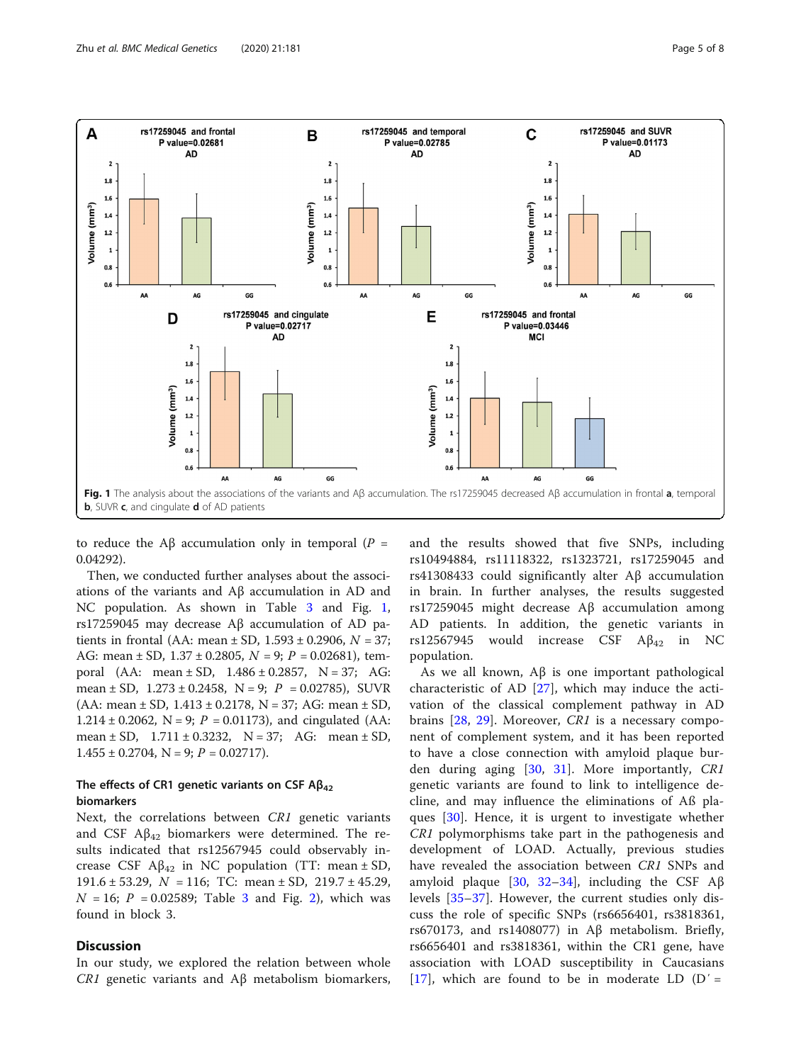Fig. 1 The analysis about the associations of the variants and Aβ accumulation. The rs17259045 decreased Aβ accumulation in frontal **a**, temporal **b**, SUVR **c**, and cingulate **d** of AD patients

to reduce the Aβ accumulation only in temporal ($P$ = 0.04292).

Then, we conducted further analyses about the associations of the variants and Aβ accumulation in AD and NC population. As shown in Table 3 and Fig. 1, rs17259045 may decrease Aβ accumulation of AD patients in frontal (AA: mean ± SD, 1.593 ± 0.2906, $N$ = 37; AG: mean ± SD, 1.37 ± 0.2805, $N$ = 9; $P$ = 0.02681), temporal (AA: mean ± SD, 1.486 ± 0.2857, N = 37; AG: mean ± SD, 1.273 ± 0.2458, N = 9; $P$ = 0.02785), SUVR (AA: mean ± SD, 1.413 ± 0.2178, N = 37; AG: mean ± SD, 1.214 ± 0.2062, N = 9; $P$ = 0.01173), and cingulated (AA: mean ± SD, 1.711 ± 0.3232, N = 37; AG: mean ± SD, 1.455 ± 0.2704, N = 9; $P$ = 0.02717).

### The effects of CR1 genetic variants on CSF $A\beta_{42}$ biomarkers

Next, the correlations between *CR1* genetic variants and CSF $A\beta_{42}$ biomarkers were determined. The results indicated that rs12567945 could observably increase CSF $A\beta_{42}$ in NC population (TT: mean ± SD, 191.6 ± 53.29, $N$ = 116; TC: mean ± SD, 219.7 ± 45.29, $N$ = 16; $P$ = 0.02589; Table 3 and Fig. 2), which was found in block 3.

## Discussion

In our study, we explored the relation between whole *CR1* genetic variants and Aβ metabolism biomarkers, and the results showed that five SNPs, including rs10494884, rs11118322, rs1323721, rs17259045 and rs41308433 could significantly alter Aβ accumulation in brain. In further analyses, the results suggested rs17259045 might decrease Aβ accumulation among AD patients. In addition, the genetic variants in rs12567945 would increase CSF $A\beta_{42}$ in NC population.

As we all known, Aβ is one important pathological characteristic of AD [27], which may induce the activation of the classical complement pathway in AD brains [28, 29]. Moreover, *CR1* is a necessary component of complement system, and it has been reported to have a close connection with amyloid plaque burden during aging [30, 31]. More importantly, *CR1* genetic variants are found to link to intelligence decline, and may influence the eliminations of Aß plaques [30]. Hence, it is urgent to investigate whether *CR1* polymorphisms take part in the pathogenesis and development of LOAD. Actually, previous studies have revealed the association between *CR1* SNPs and amyloid plaque [30, 32–34], including the CSF Aβ levels [35–37]. However, the current studies only discuss the role of specific SNPs (rs6656401, rs3818361, rs670173, and rs1408077) in Aβ metabolism. Briefly, rs6656401 and rs3818361, within the CR1 gene, have association with LOAD susceptibility in Caucasians [17], which are found to be in moderate LD (D′ =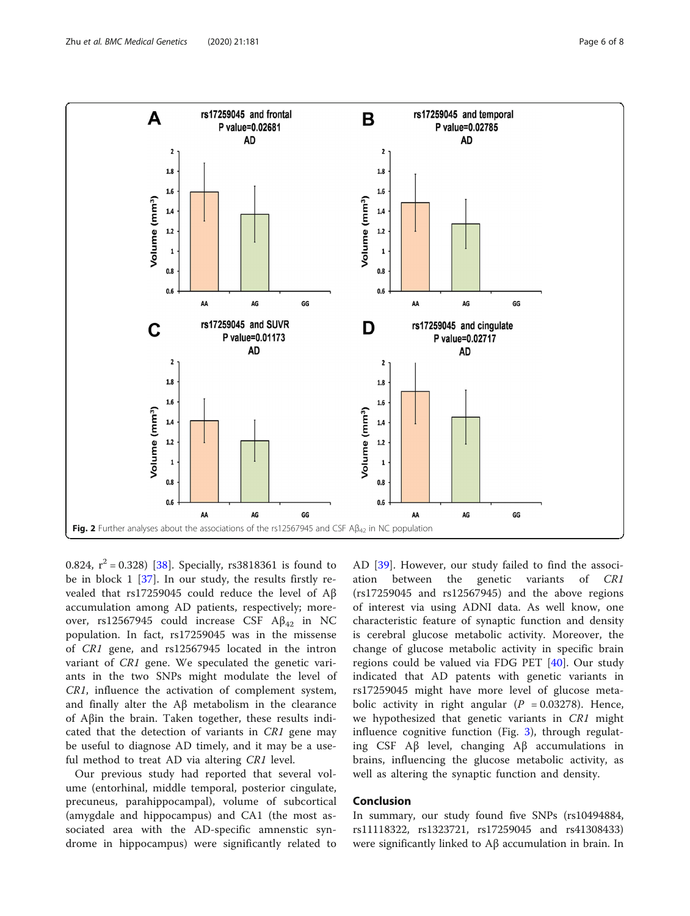**Fig. 2** Further analyses about the associations of the rs12567945 and CSF A$\beta_{42}$ in NC population

0.824, $r^2 = 0.328$) [38]. Specially, rs3818361 is found to be in block 1 [37]. In our study, the results firstly revealed that rs17259045 could reduce the level of Aβ accumulation among AD patients, respectively; moreover, rs12567945 could increase CSF A$\beta_{42}$ in NC population. In fact, rs17259045 was in the missense of *CR1* gene, and rs12567945 located in the intron variant of *CR1* gene. We speculated the genetic variants in the two SNPs might modulate the level of *CR1*, influence the activation of complement system, and finally alter the Aβ metabolism in the clearance of Aβin the brain. Taken together, these results indicated that the detection of variants in *CR1* gene may be useful to diagnose AD timely, and it may be a useful method to treat AD via altering *CR1* level.

Our previous study had reported that several volume (entorhinal, middle temporal, posterior cingulate, precuneus, parahippocampal), volume of subcortical (amygdale and hippocampus) and CA1 (the most associated area with the AD-specific amnenstic syndrome in hippocampus) were significantly related to AD [39]. However, our study failed to find the association between the genetic variants of *CR1* (rs17259045 and rs12567945) and the above regions of interest via using ADNI data. As well know, one characteristic feature of synaptic function and density is cerebral glucose metabolic activity. Moreover, the change of glucose metabolic activity in specific brain regions could be valued via FDG PET [40]. Our study indicated that AD patents with genetic variants in rs17259045 might have more level of glucose metabolic activity in right angular ($P = 0.03278$). Hence, we hypothesized that genetic variants in *CR1* might influence cognitive function (Fig. 3), through regulating CSF Aβ level, changing Aβ accumulations in brains, influencing the glucose metabolic activity, as well as altering the synaptic function and density.

## Conclusion

In summary, our study found five SNPs (rs10494884, rs11118322, rs1323721, rs17259045 and rs41308433) were significantly linked to Aβ accumulation in brain. In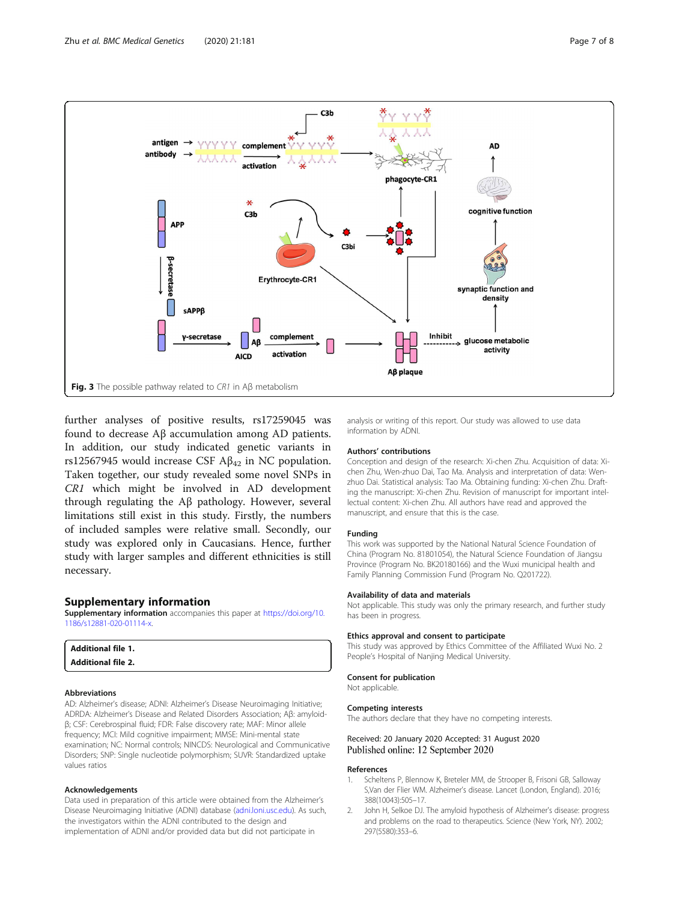Fig. 3 The possible pathway related to *CR1* in Aβ metabolism

further analyses of positive results, rs17259045 was found to decrease Aβ accumulation among AD patients. In addition, our study indicated genetic variants in rs12567945 would increase CSF $Aβ_{42}$ in NC population. Taken together, our study revealed some novel SNPs in *CR1* which might be involved in AD development through regulating the Aβ pathology. However, several limitations still exist in this study. Firstly, the numbers of included samples were relative small. Secondly, our study was explored only in Caucasians. Hence, further study with larger samples and different ethnicities is still necessary.

## Supplementary information

**Supplementary information** accompanies this paper at https://doi.org/10.1186/s12881-020-01114-x.

**Additional file 1.**
**Additional file 2.**

### Abbreviations

AD: Alzheimer's disease; ADNI: Alzheimer's Disease Neuroimaging Initiative; ADRDA: Alzheimer's Disease and Related Disorders Association; Aβ: amyloid-β; CSF: Cerebrospinal fluid; FDR: False discovery rate; MAF: Minor allele frequency; MCI: Mild cognitive impairment; MMSE: Mini-mental state examination; NC: Normal controls; NINCDS: Neurological and Communicative Disorders; SNP: Single nucleotide polymorphism; SUVR: Standardized uptake values ratios

### Acknowledgements

Data used in preparation of this article were obtained from the Alzheimer's Disease Neuroimaging Initiative (ADNI) database (adni.loni.usc.edu). As such, the investigators within the ADNI contributed to the design and implementation of ADNI and/or provided data but did not participate in analysis or writing of this report. Our study was allowed to use data information by ADNI.

### Authors' contributions

Conception and design of the research: Xi-chen Zhu. Acquisition of data: Xi-chen Zhu, Wen-zhuo Dai, Tao Ma. Analysis and interpretation of data: Wen-zhuo Dai. Statistical analysis: Tao Ma. Obtaining funding: Xi-chen Zhu. Drafting the manuscript: Xi-chen Zhu. Revision of manuscript for important intellectual content: Xi-chen Zhu. All authors have read and approved the manuscript, and ensure that this is the case.

### Funding

This work was supported by the National Natural Science Foundation of China (Program No. 81801054), the Natural Science Foundation of Jiangsu Province (Program No. BK20180166) and the Wuxi municipal health and Family Planning Commission Fund (Program No. Q201722).

### Availability of data and materials

Not applicable. This study was only the primary research, and further study has been in progress.

### Ethics approval and consent to participate

This study was approved by Ethics Committee of the Affiliated Wuxi No. 2 People's Hospital of Nanjing Medical University.

### Consent for publication

Not applicable.

### Competing interests

The authors declare that they have no competing interests.

Received: 20 January 2020 Accepted: 31 August 2020
Published online: 12 September 2020

### References

1. Scheltens P, Blennow K, Breteler MM, de Strooper B, Frisoni GB, Salloway S,Van der Flier WM. Alzheimer's disease. Lancet (London, England). 2016; 388(10043):505–17.
2. John H, Selkoe DJ. The amyloid hypothesis of Alzheimer's disease: progress and problems on the road to therapeutics. Science (New York, NY). 2002; 297(5580):353–6.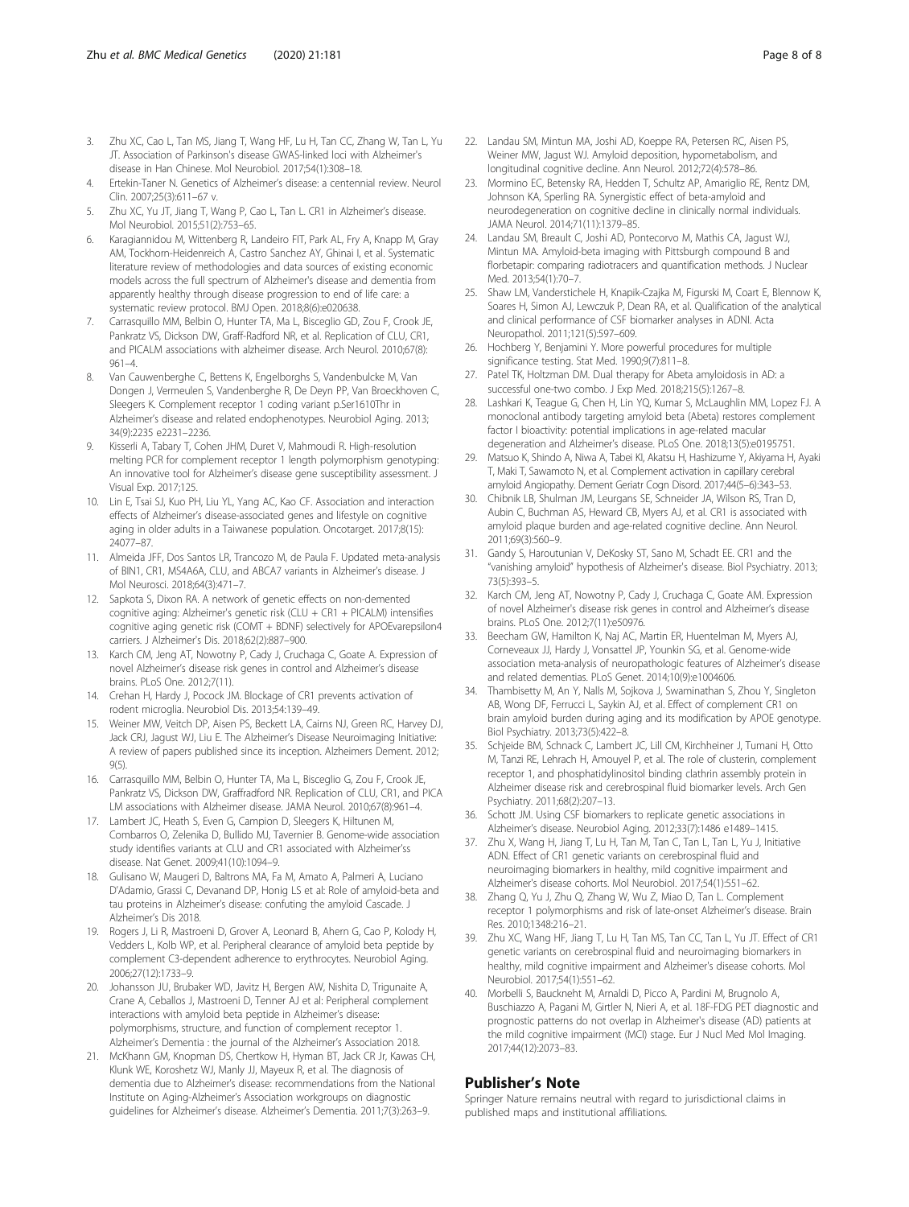3. Zhu XC, Cao L, Tan MS, Jiang T, Wang HF, Lu H, Tan CC, Zhang W, Tan L, Yu JT. Association of Parkinson's disease GWAS-linked loci with Alzheimer's disease in Han Chinese. Mol Neurobiol. 2017;54(1):308–18.
4. Ertekin-Taner N. Genetics of Alzheimer's disease: a centennial review. Neurol Clin. 2007;25(3):611–67 v.
5. Zhu XC, Yu JT, Jiang T, Wang P, Cao L, Tan L. CR1 in Alzheimer's disease. Mol Neurobiol. 2015;51(2):753–65.
6. Karagiannidou M, Wittenberg R, Landeiro FIT, Park AL, Fry A, Knapp M, Gray AM, Tockhorn-Heidenreich A, Castro Sanchez AY, Ghinai I, et al. Systematic literature review of methodologies and data sources of existing economic models across the full spectrum of Alzheimer's disease and dementia from apparently healthy through disease progression to end of life care: a systematic review protocol. BMJ Open. 2018;8(6):e020638.
7. Carrasquillo MM, Belbin O, Hunter TA, Ma L, Bisceglio GD, Zou F, Crook JE, Pankratz VS, Dickson DW, Graff-Radford NR, et al. Replication of CLU, CR1, and PICALM associations with alzheimer disease. Arch Neurol. 2010;67(8):961–4.
8. Van Cauwenberghe C, Bettens K, Engelborghs S, Vandenbulcke M, Van Dongen J, Vermeulen S, Vandenberghe R, De Deyn PP, Van Broeckhoven C, Sleegers K. Complement receptor 1 coding variant p.Ser1610Thr in Alzheimer's disease and related endophenotypes. Neurobiol Aging. 2013; 34(9):2235 e2231–2236.
9. Kisserli A, Tabary T, Cohen JHM, Duret V, Mahmoudi R. High-resolution melting PCR for complement receptor 1 length polymorphism genotyping: An innovative tool for Alzheimer's disease gene susceptibility assessment. J Visual Exp. 2017;125.
10. Lin E, Tsai SJ, Kuo PH, Liu YL, Yang AC, Kao CF. Association and interaction effects of Alzheimer's disease-associated genes and lifestyle on cognitive aging in older adults in a Taiwanese population. Oncotarget. 2017;8(15): 24077–87.
11. Almeida JFF, Dos Santos LR, Trancozo M, de Paula F. Updated meta-analysis of BIN1, CR1, MS4A6A, CLU, and ABCA7 variants in Alzheimer's disease. J Mol Neurosci. 2018;64(3):471–7.
12. Sapkota S, Dixon RA. A network of genetic effects on non-demented cognitive aging: Alzheimer's genetic risk (CLU + CR1 + PICALM) intensifies cognitive aging genetic risk (COMT + BDNF) selectively for APOEvarepsilon4 carriers. J Alzheimer's Dis. 2018;62(2):887–900.
13. Karch CM, Jeng AT, Nowotny P, Cady J, Cruchaga C, Goate A. Expression of novel Alzheimer's disease risk genes in control and Alzheimer's disease brains. PLoS One. 2012;7(11).
14. Crehan H, Hardy J, Pocock JM. Blockage of CR1 prevents activation of rodent microglia. Neurobiol Dis. 2013;54:139–49.
15. Weiner MW, Veitch DP, Aisen PS, Beckett LA, Cairns NJ, Green RC, Harvey DJ, Jack CRJ, Jagust WJ, Liu E. The Alzheimer's Disease Neuroimaging Initiative: A review of papers published since its inception. Alzheimers Dement. 2012; 9(5).
16. Carrasquillo MM, Belbin O, Hunter TA, Ma L, Bisceglio G, Zou F, Crook JE, Pankratz VS, Dickson DW, Graffradford NR. Replication of CLU, CR1, and PICA LM associations with Alzheimer disease. JAMA Neurol. 2010;67(8):961–4.
17. Lambert JC, Heath S, Even G, Campion D, Sleegers K, Hiltunen M, Combarros O, Zelenika D, Bullido MJ, Tavernier B. Genome-wide association study identifies variants at CLU and CR1 associated with Alzheimer'ss disease. Nat Genet. 2009;41(10):1094–9.
18. Gulisano W, Maugeri D, Baltrons MA, Fa M, Amato A, Palmeri A, Luciano D'Adamio, Grassi C, Devanand DP, Honig LS et al: Role of amyloid-beta and tau proteins in Alzheimer's disease: confuting the amyloid Cascade. J Alzheimer's Dis 2018.
19. Rogers J, Li R, Mastroeni D, Grover A, Leonard B, Ahern G, Cao P, Kolody H, Vedders L, Kolb WP, et al. Peripheral clearance of amyloid beta peptide by complement C3-dependent adherence to erythrocytes. Neurobiol Aging. 2006;27(12):1733–9.
20. Johansson JU, Brubaker WD, Javitz H, Bergen AW, Nishita D, Trigunaite A, Crane A, Ceballos J, Mastroeni D, Tenner AJ et al: Peripheral complement interactions with amyloid beta peptide in Alzheimer's disease: polymorphisms, structure, and function of complement receptor 1. Alzheimer's Dementia : the journal of the Alzheimer's Association 2018.
21. McKhann GM, Knopman DS, Chertkow H, Hyman BT, Jack CR Jr, Kawas CH, Klunk WE, Koroshetz WJ, Manly JJ, Mayeux R, et al. The diagnosis of dementia due to Alzheimer's disease: recommendations from the National Institute on Aging-Alzheimer's Association workgroups on diagnostic guidelines for Alzheimer's disease. Alzheimer's Dementia. 2011;7(3):263–9.
22. Landau SM, Mintun MA, Joshi AD, Koeppe RA, Petersen RC, Aisen PS, Weiner MW, Jagust WJ. Amyloid deposition, hypometabolism, and longitudinal cognitive decline. Ann Neurol. 2012;72(4):578–86.
23. Mormino EC, Betensky RA, Hedden T, Schultz AP, Amariglio RE, Rentz DM, Johnson KA, Sperling RA. Synergistic effect of beta-amyloid and neurodegeneration on cognitive decline in clinically normal individuals. JAMA Neurol. 2014;71(11):1379–85.
24. Landau SM, Breault C, Joshi AD, Pontecorvo M, Mathis CA, Jagust WJ, Mintun MA. Amyloid-beta imaging with Pittsburgh compound B and florbetapir: comparing radiotracers and quantification methods. J Nuclear Med. 2013;54(1):70–7.
25. Shaw LM, Vanderstichele H, Knapik-Czajka M, Figurski M, Coart E, Blennow K, Soares H, Simon AJ, Lewczuk P, Dean RA, et al. Qualification of the analytical and clinical performance of CSF biomarker analyses in ADNI. Acta Neuropathol. 2011;121(5):597–609.
26. Hochberg Y, Benjamini Y. More powerful procedures for multiple significance testing. Stat Med. 1990;9(7):811–8.
27. Patel TK, Holtzman DM. Dual therapy for Abeta amyloidosis in AD: a successful one-two combo. J Exp Med. 2018;215(5):1267–8.
28. Lashkari K, Teague G, Chen H, Lin YQ, Kumar S, McLaughlin MM, Lopez FJ. A monoclonal antibody targeting amyloid beta (Abeta) restores complement factor I bioactivity: potential implications in age-related macular degeneration and Alzheimer's disease. PLoS One. 2018;13(5):e0195751.
29. Matsuo K, Shindo A, Niwa A, Tabei KI, Akatsu H, Hashizume Y, Akiyama H, Ayaki T, Maki T, Sawamoto N, et al. Complement activation in capillary cerebral amyloid Angiopathy. Dement Geriatr Cogn Disord. 2017;44(5–6):343–53.
30. Chibnik LB, Shulman JM, Leurgans SE, Schneider JA, Wilson RS, Tran D, Aubin C, Buchman AS, Heward CB, Myers AJ, et al. CR1 is associated with amyloid plaque burden and age-related cognitive decline. Ann Neurol. 2011;69(3):560–9.
31. Gandy S, Haroutunian V, DeKosky ST, Sano M, Schadt EE. CR1 and the "vanishing amyloid" hypothesis of Alzheimer's disease. Biol Psychiatry. 2013; 73(5):393–5.
32. Karch CM, Jeng AT, Nowotny P, Cady J, Cruchaga C, Goate AM. Expression of novel Alzheimer's disease risk genes in control and Alzheimer's disease brains. PLoS One. 2012;7(11):e50976.
33. Beecham GW, Hamilton K, Naj AC, Martin ER, Huentelman M, Myers AJ, Corneveaux JJ, Hardy J, Vonsattel JP, Younkin SG, et al. Genome-wide association meta-analysis of neuropathologic features of Alzheimer's disease and related dementias. PLoS Genet. 2014;10(9):e1004606.
34. Thambisetty M, An Y, Nalls M, Sojkova J, Swaminathan S, Zhou Y, Singleton AB, Wong DF, Ferrucci L, Saykin AJ, et al. Effect of complement CR1 on brain amyloid burden during aging and its modification by APOE genotype. Biol Psychiatry. 2013;73(5):422–8.
35. Schjeide BM, Schnack C, Lambert JC, Lill CM, Kirchheiner J, Tumani H, Otto M, Tanzi RE, Lehrach H, Amouyel P, et al. The role of clusterin, complement receptor 1, and phosphatidylinositol binding clathrin assembly protein in Alzheimer disease risk and cerebrospinal fluid biomarker levels. Arch Gen Psychiatry. 2011;68(2):207–13.
36. Schott JM. Using CSF biomarkers to replicate genetic associations in Alzheimer's disease. Neurobiol Aging. 2012;33(7):1486 e1489–1415.
37. Zhu X, Wang H, Jiang T, Lu H, Tan M, Tan C, Tan L, Tan L, Yu J, Initiative ADN. Effect of CR1 genetic variants on cerebrospinal fluid and neuroimaging biomarkers in healthy, mild cognitive impairment and Alzheimer's disease cohorts. Mol Neurobiol. 2017;54(1):551–62.
38. Zhang Q, Yu J, Zhu Q, Zhang W, Wu Z, Miao D, Tan L. Complement receptor 1 polymorphisms and risk of late-onset Alzheimer's disease. Brain Res. 2010;1348:216–21.
39. Zhu XC, Wang HF, Jiang T, Lu H, Tan MS, Tan CC, Tan L, Yu JT. Effect of CR1 genetic variants on cerebrospinal fluid and neuroimaging biomarkers in healthy, mild cognitive impairment and Alzheimer's disease cohorts. Mol Neurobiol. 2017;54(1):551–62.
40. Morbelli S, Bauckneht M, Arnaldi D, Picco A, Pardini M, Brugnolo A, Buschiazzo A, Pagani M, Girtler N, Nieri A, et al. 18F-FDG PET diagnostic and prognostic patterns do not overlap in Alzheimer's disease (AD) patients at the mild cognitive impairment (MCI) stage. Eur J Nucl Med Mol Imaging. 2017;44(12):2073–83.

## Publisher's Note

Springer Nature remains neutral with regard to jurisdictional claims in published maps and institutional affiliations.